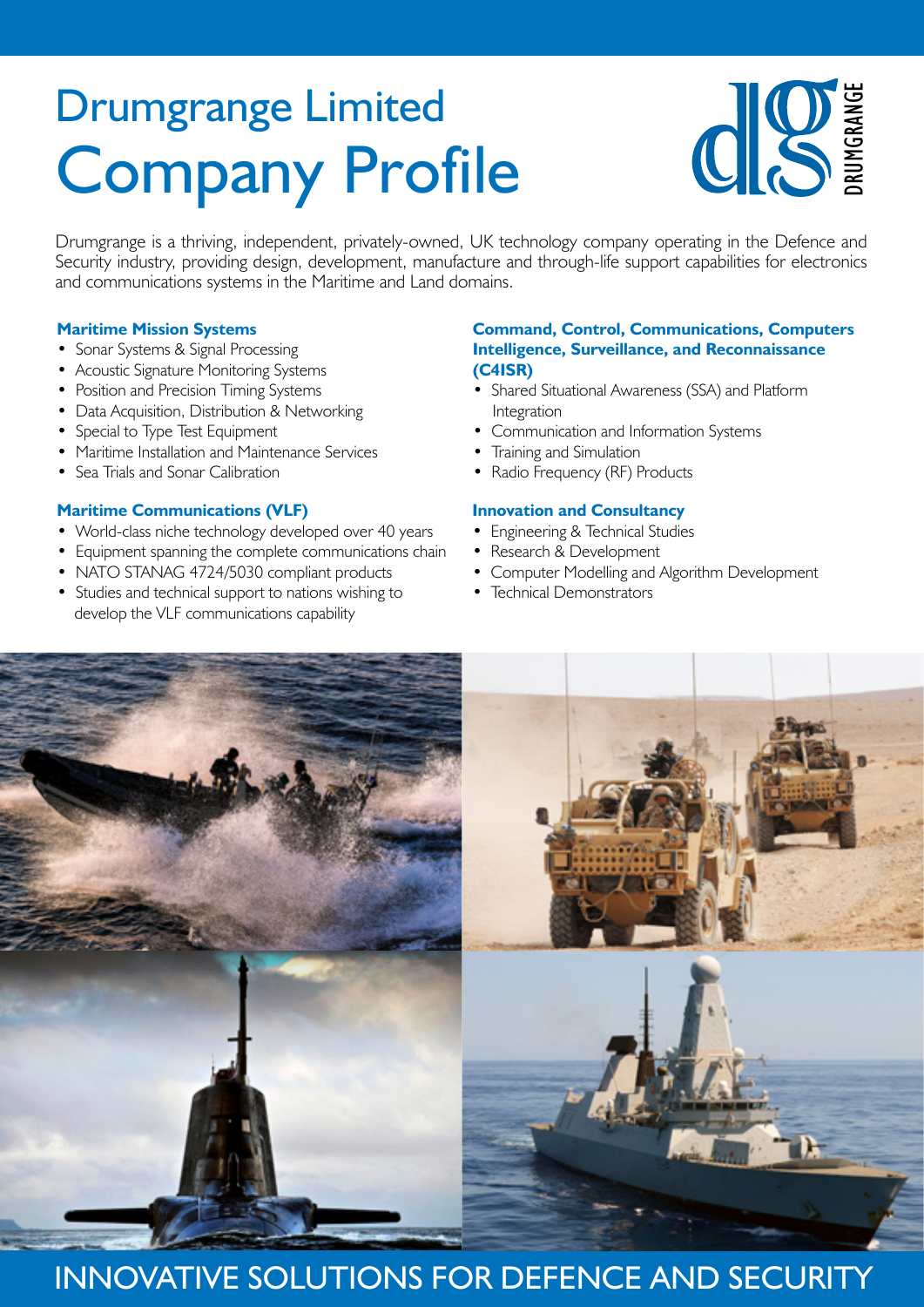# Drumgrange Limited
# Company Profile

Drumgrange is a thriving, independent, privately-owned, UK technology company operating in the Defence and Security industry, providing design, development, manufacture and through-life support capabilities for electronics and communications systems in the Maritime and Land domains.

### Maritime Mission Systems

- Sonar Systems & Signal Processing
- Acoustic Signature Monitoring Systems
- Position and Precision Timing Systems
- Data Acquisition, Distribution & Networking
- Special to Type Test Equipment
- Maritime Installation and Maintenance Services
- Sea Trials and Sonar Calibration

### Maritime Communications (VLF)

- World-class niche technology developed over 40 years
- Equipment spanning the complete communications chain
- NATO STANAG 4724/5030 compliant products
- Studies and technical support to nations wishing to develop the VLF communications capability

### Command, Control, Communications, Computers Intelligence, Surveillance, and Reconnaissance (C4ISR)

- Shared Situational Awareness (SSA) and Platform Integration
- Communication and Information Systems
- Training and Simulation
- Radio Frequency (RF) Products

### Innovation and Consultancy

- Engineering & Technical Studies
- Research & Development
- Computer Modelling and Algorithm Development
- Technical Demonstrators

## INNOVATIVE SOLUTIONS FOR DEFENCE AND SECURITY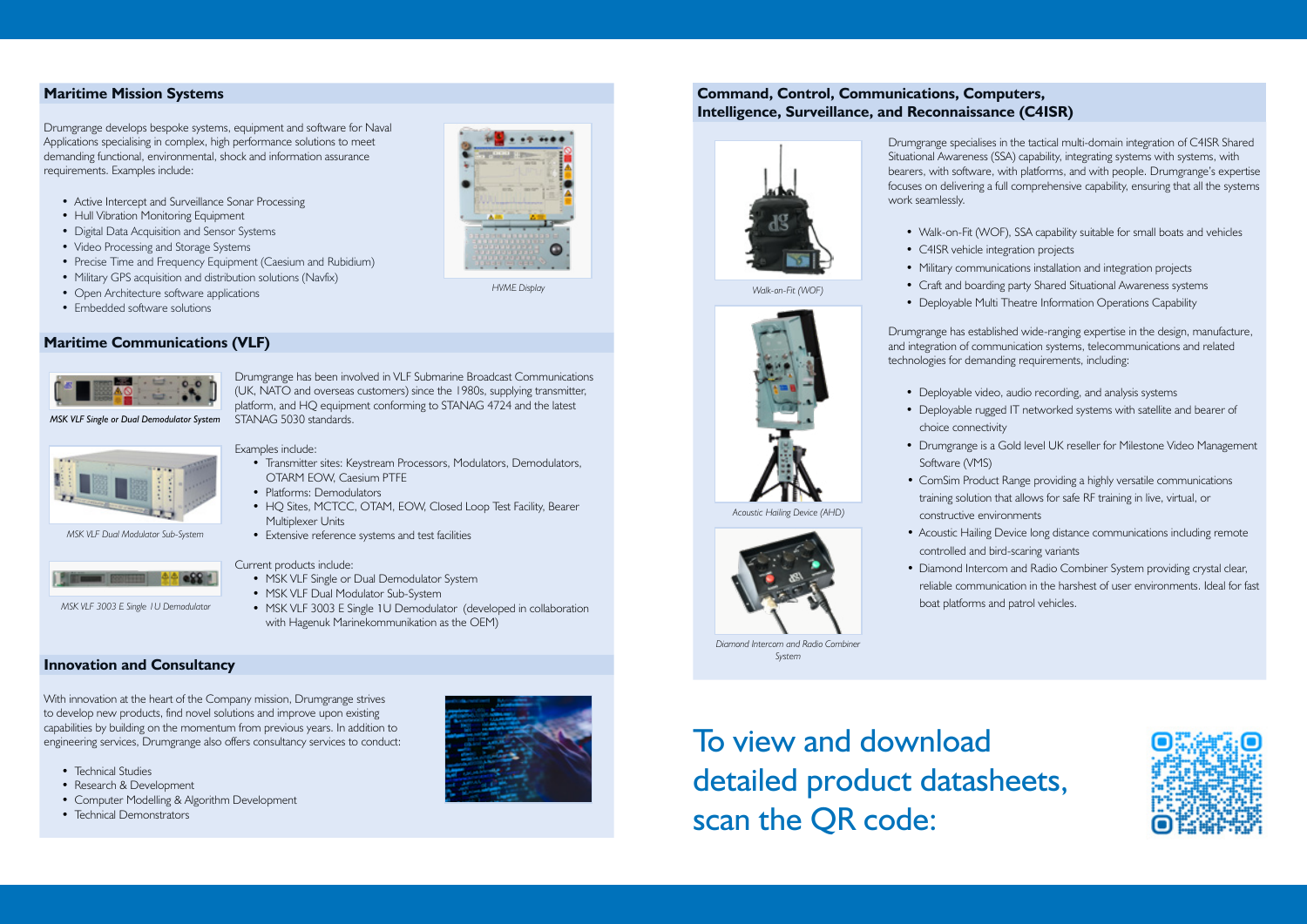## Maritime Mission Systems

Drumgrange develops bespoke systems, equipment and software for Naval Applications specialising in complex, high performance solutions to meet demanding functional, environmental, shock and information assurance requirements. Examples include:

- Active Intercept and Surveillance Sonar Processing
- Hull Vibration Monitoring Equipment
- Digital Data Acquisition and Sensor Systems
- Video Processing and Storage Systems
- Precise Time and Frequency Equipment (Caesium and Rubidium)
- Military GPS acquisition and distribution solutions (Navfix)
- Open Architecture software applications
- Embedded software solutions

*HVME Display*

## Maritime Communications (VLF)

*MSK VLF Single or Dual Demodulator System*

Drumgrange has been involved in VLF Submarine Broadcast Communications (UK, NATO and overseas customers) since the 1980s, supplying transmitter, platform, and HQ equipment conforming to STANAG 4724 and the latest STANAG 5030 standards.

*MSK VLF Dual Modulator Sub-System*

Examples include:

- Transmitter sites: Keystream Processors, Modulators, Demodulators, OTARM EOW, Caesium PTFE
- Platforms: Demodulators
- HQ Sites, MCTCC, OTAM, EOW, Closed Loop Test Facility, Bearer Multiplexer Units
- Extensive reference systems and test facilities

*MSK VLF 3003 E Single 1U Demodulator*

Current products include:

- MSK VLF Single or Dual Demodulator System
- MSK VLF Dual Modulator Sub-System
- MSK VLF 3003 E Single 1U Demodulator (developed in collaboration with Hagenuk Marinekommunikation as the OEM)

## Innovation and Consultancy

With innovation at the heart of the Company mission, Drumgrange strives to develop new products, find novel solutions and improve upon existing capabilities by building on the momentum from previous years. In addition to engineering services, Drumgrange also offers consultancy services to conduct:

- Technical Studies
- Research & Development
- Computer Modelling & Algorithm Development
- Technical Demonstrators

## Command, Control, Communications, Computers, Intelligence, Surveillance, and Reconnaissance (C4ISR)

Drumgrange specialises in the tactical multi-domain integration of C4ISR Shared Situational Awareness (SSA) capability, integrating systems with systems, with bearers, with software, with platforms, and with people. Drumgrange's expertise focuses on delivering a full comprehensive capability, ensuring that all the systems work seamlessly.

- Walk-on-Fit (WOF), SSA capability suitable for small boats and vehicles
- C4ISR vehicle integration projects
- Military communications installation and integration projects
- Craft and boarding party Shared Situational Awareness systems
- Deployable Multi Theatre Information Operations Capability

*Walk-on-Fit (WOF)*

Drumgrange has established wide-ranging expertise in the design, manufacture, and integration of communication systems, telecommunications and related technologies for demanding requirements, including:

- Deployable video, audio recording, and analysis systems
- Deployable rugged IT networked systems with satellite and bearer of choice connectivity
- Drumgrange is a Gold level UK reseller for Milestone Video Management Software (VMS)
- ComSim Product Range providing a highly versatile communications training solution that allows for safe RF training in live, virtual, or constructive environments
- Acoustic Hailing Device long distance communications including remote controlled and bird-scaring variants
- Diamond Intercom and Radio Combiner System providing crystal clear, reliable communication in the harshest of user environments. Ideal for fast boat platforms and patrol vehicles.

*Acoustic Hailing Device (AHD)*

*Diamond Intercom and Radio Combiner System*

To view and download detailed product datasheets, scan the QR code: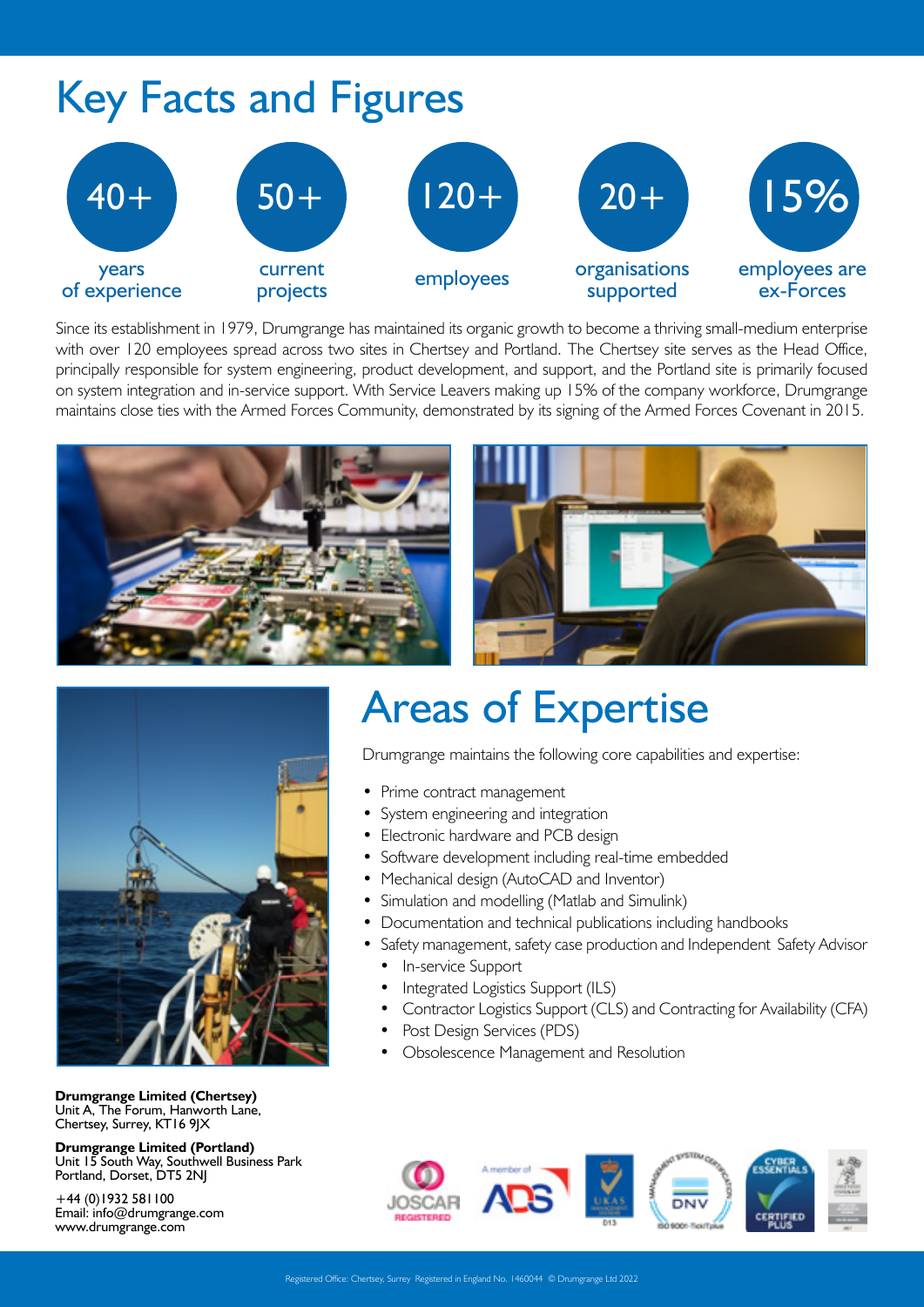# Key Facts and Figures

**40+**
years of experience

**50+**
current projects

**120+**
employees

**20+**
organisations supported

**15%**
employees are ex-Forces

Since its establishment in 1979, Drumgrange has maintained its organic growth to become a thriving small-medium enterprise with over 120 employees spread across two sites in Chertsey and Portland. The Chertsey site serves as the Head Office, principally responsible for system engineering, product development, and support, and the Portland site is primarily focused on system integration and in-service support. With Service Leavers making up 15% of the company workforce, Drumgrange maintains close ties with the Armed Forces Community, demonstrated by its signing of the Armed Forces Covenant in 2015.

# Areas of Expertise

Drumgrange maintains the following core capabilities and expertise:

- Prime contract management
- System engineering and integration
- Electronic hardware and PCB design
- Software development including real-time embedded
- Mechanical design (AutoCAD and Inventor)
- Simulation and modelling (Matlab and Simulink)
- Documentation and technical publications including handbooks
- Safety management, safety case production and Independent Safety Advisor
  - In-service Support
  - Integrated Logistics Support (ILS)
  - Contractor Logistics Support (CLS) and Contracting for Availability (CFA)
  - Post Design Services (PDS)
  - Obsolescence Management and Resolution

**Drumgrange Limited (Chertsey)**
Unit A, The Forum, Hanworth Lane,
Chertsey, Surrey, KT16 9JX

**Drumgrange Limited (Portland)**
Unit 15 South Way, Southwell Business Park
Portland, Dorset, DT5 2NJ

+44 (0)1932 581100
Email: info@drumgrange.com
www.drumgrange.com

Registered Office: Chertsey, Surrey Registered in England No. 1460044 © Drumgrange Ltd 2022